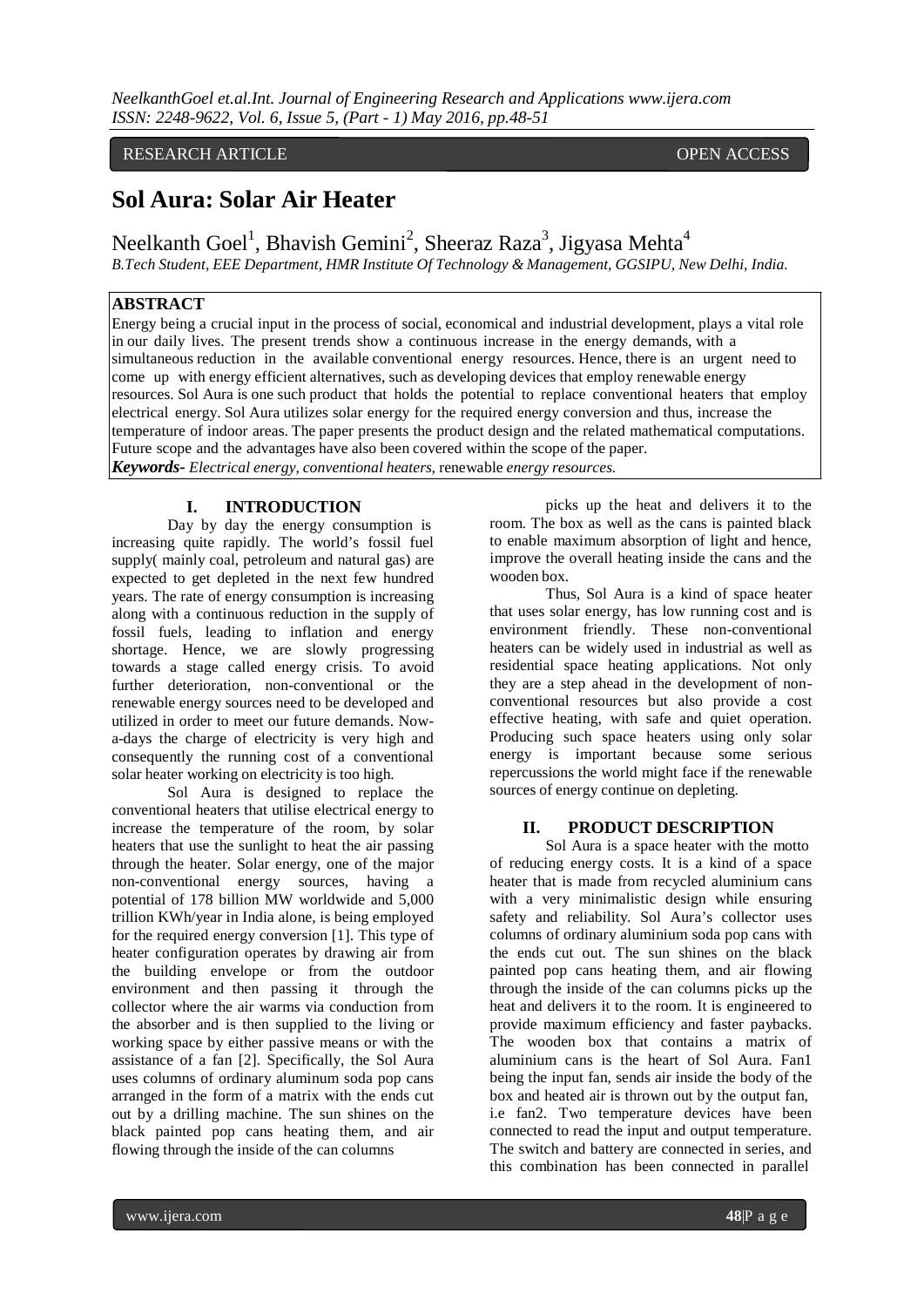RESEARCH ARTICLE OPEN ACCESS

# Sol Aura: Solar Air Heater

Neelkanth Goel[1], Bhavish Gemini[2], Sheeraz Raza[3], Jigyasa Mehta[4]

*B.Tech Student, EEE Department, HMR Institute Of Technology & Management, GGSIPU, New Delhi, India.*

## ABSTRACT

Energy being a crucial input in the process of social, economical and industrial development, plays a vital role in our daily lives. The present trends show a continuous increase in the energy demands, with a simultaneous reduction in the available conventional energy resources. Hence, there is an urgent need to come up with energy efficient alternatives, such as developing devices that employ renewable energy resources. Sol Aura is one such product that holds the potential to replace conventional heaters that employ electrical energy. Sol Aura utilizes solar energy for the required energy conversion and thus, increase the temperature of indoor areas. The paper presents the product design and the related mathematical computations. Future scope and the advantages have also been covered within the scope of the paper.

***Keywords-*** *Electrical energy, conventional heaters,* renewable *energy resources.*

## I. INTRODUCTION

Day by day the energy consumption is increasing quite rapidly. The world's fossil fuel supply( mainly coal, petroleum and natural gas) are expected to get depleted in the next few hundred years. The rate of energy consumption is increasing along with a continuous reduction in the supply of fossil fuels, leading to inflation and energy shortage. Hence, we are slowly progressing towards a stage called energy crisis. To avoid further deterioration, non-conventional or the renewable energy sources need to be developed and utilized in order to meet our future demands. Now-a-days the charge of electricity is very high and consequently the running cost of a conventional solar heater working on electricity is too high.

Sol Aura is designed to replace the conventional heaters that utilise electrical energy to increase the temperature of the room, by solar heaters that use the sunlight to heat the air passing through the heater. Solar energy, one of the major non-conventional energy sources, having a potential of 178 billion MW worldwide and 5,000 trillion KWh/year in India alone, is being employed for the required energy conversion [1]. This type of heater configuration operates by drawing air from the building envelope or from the outdoor environment and then passing it through the collector where the air warms via conduction from the absorber and is then supplied to the living or working space by either passive means or with the assistance of a fan [2]. Specifically, the Sol Aura uses columns of ordinary aluminum soda pop cans arranged in the form of a matrix with the ends cut out by a drilling machine. The sun shines on the black painted pop cans heating them, and air flowing through the inside of the can columns picks up the heat and delivers it to the room. The box as well as the cans is painted black to enable maximum absorption of light and hence, improve the overall heating inside the cans and the wooden box.

Thus, Sol Aura is a kind of space heater that uses solar energy, has low running cost and is environment friendly. These non-conventional heaters can be widely used in industrial as well as residential space heating applications. Not only they are a step ahead in the development of non-conventional resources but also provide a cost effective heating, with safe and quiet operation. Producing such space heaters using only solar energy is important because some serious repercussions the world might face if the renewable sources of energy continue on depleting.

## II. PRODUCT DESCRIPTION

Sol Aura is a space heater with the motto of reducing energy costs. It is a kind of a space heater that is made from recycled aluminium cans with a very minimalistic design while ensuring safety and reliability. Sol Aura's collector uses columns of ordinary aluminium soda pop cans with the ends cut out. The sun shines on the black painted pop cans heating them, and air flowing through the inside of the can columns picks up the heat and delivers it to the room. It is engineered to provide maximum efficiency and faster paybacks. The wooden box that contains a matrix of aluminium cans is the heart of Sol Aura. Fan1 being the input fan, sends air inside the body of the box and heated air is thrown out by the output fan, i.e fan2. Two temperature devices have been connected to read the input and output temperature. The switch and battery are connected in series, and this combination has been connected in parallel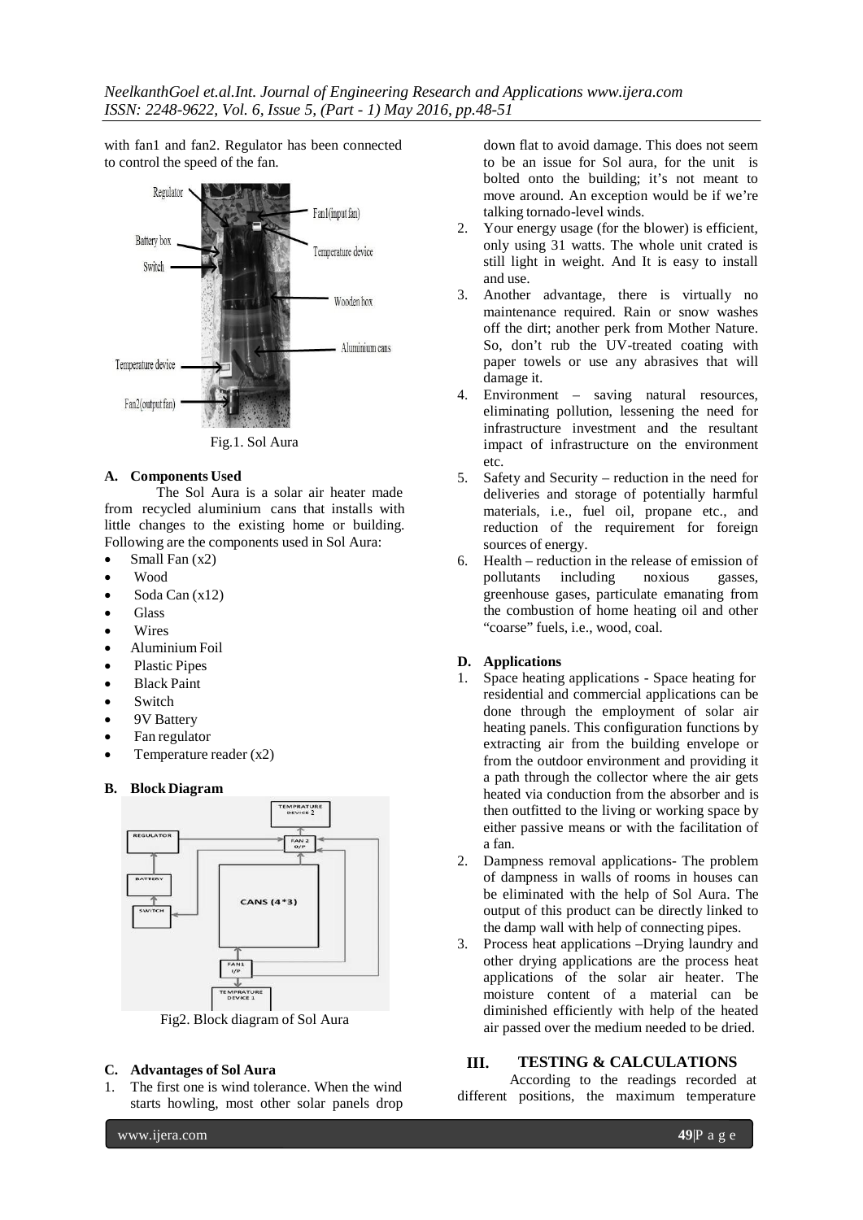with fan1 and fan2. Regulator has been connected to control the speed of the fan.

Fig.1. Sol Aura

### A. Components Used

The Sol Aura is a solar air heater made from recycled aluminium cans that installs with little changes to the existing home or building. Following are the components used in Sol Aura:

- Small Fan (x2)
- Wood
- Soda Can (x12)
- Glass
- Wires
- Aluminium Foil
- Plastic Pipes
- Black Paint
- Switch
- 9V Battery
- Fan regulator
- Temperature reader (x2)

### B. Block Diagram

Fig2. Block diagram of Sol Aura

### C. Advantages of Sol Aura

1. The first one is wind tolerance. When the wind starts howling, most other solar panels drop down flat to avoid damage. This does not seem to be an issue for Sol aura, for the unit is bolted onto the building; it's not meant to move around. An exception would be if we're talking tornado-level winds.
2. Your energy usage (for the blower) is efficient, only using 31 watts. The whole unit crated is still light in weight. And It is easy to install and use.
3. Another advantage, there is virtually no maintenance required. Rain or snow washes off the dirt; another perk from Mother Nature. So, don't rub the UV-treated coating with paper towels or use any abrasives that will damage it.
4. Environment – saving natural resources, eliminating pollution, lessening the need for infrastructure investment and the resultant impact of infrastructure on the environment etc.
5. Safety and Security – reduction in the need for deliveries and storage of potentially harmful materials, i.e., fuel oil, propane etc., and reduction of the requirement for foreign sources of energy.
6. Health – reduction in the release of emission of pollutants including noxious gasses, greenhouse gases, particulate emanating from the combustion of home heating oil and other "coarse" fuels, i.e., wood, coal.

### D. Applications

1. Space heating applications - Space heating for residential and commercial applications can be done through the employment of solar air heating panels. This configuration functions by extracting air from the building envelope or from the outdoor environment and providing it a path through the collector where the air gets heated via conduction from the absorber and is then outfitted to the living or working space by either passive means or with the facilitation of a fan.
2. Dampness removal applications- The problem of dampness in walls of rooms in houses can be eliminated with the help of Sol Aura. The output of this product can be directly linked to the damp wall with help of connecting pipes.
3. Process heat applications –Drying laundry and other drying applications are the process heat applications of the solar air heater. The moisture content of a material can be diminished efficiently with help of the heated air passed over the medium needed to be dried.

## III. TESTING & CALCULATIONS

According to the readings recorded at different positions, the maximum temperature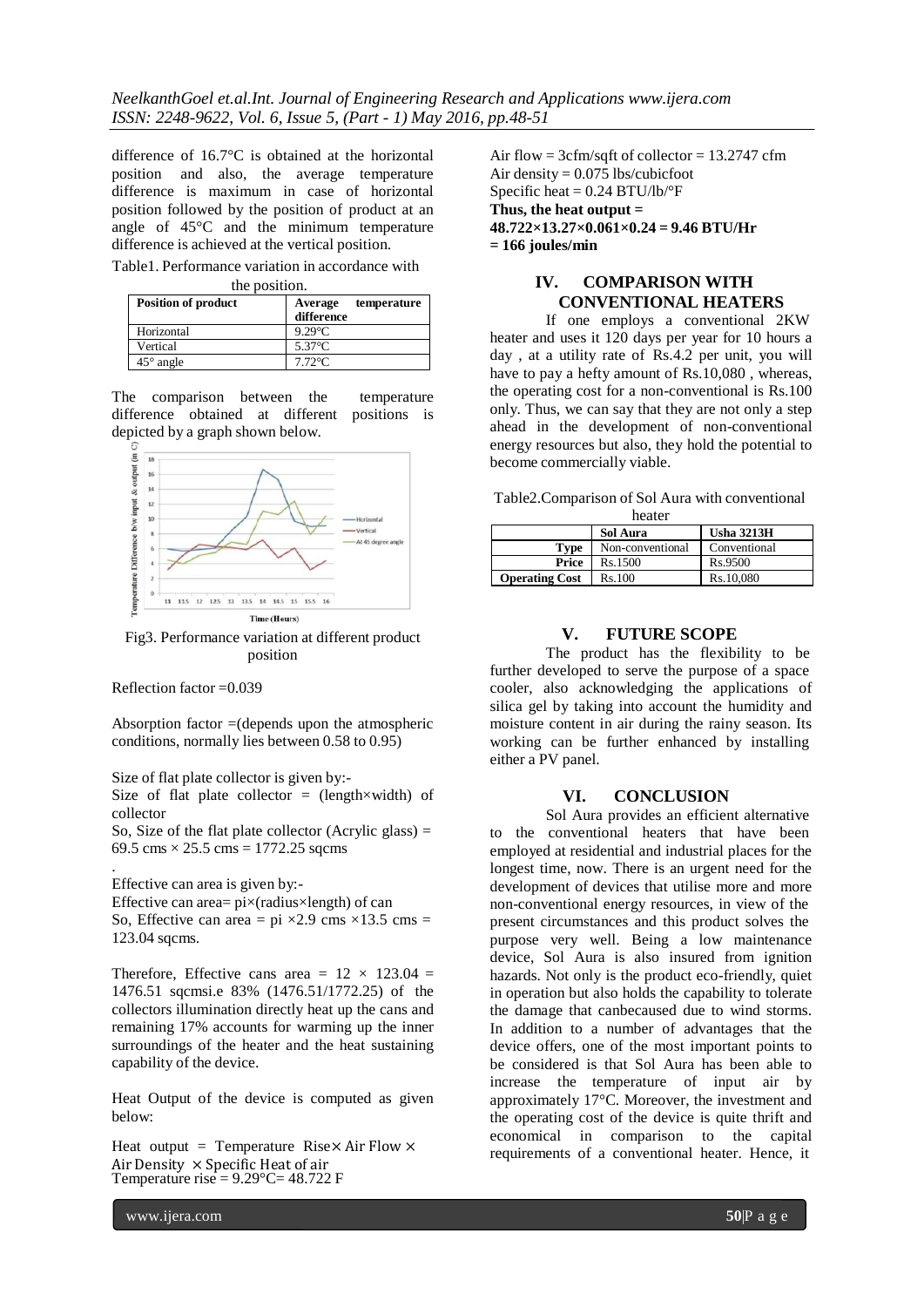difference of 16.7°C is obtained at the horizontal position and also, the average temperature difference is maximum in case of horizontal position followed by the position of product at an angle of 45°C and the minimum temperature difference is achieved at the vertical position.

Table1. Performance variation in accordance with the position.

| Position of product | Average temperature difference |
|---|---|
| Horizontal | 9.29°C |
| Vertical | 5.37°C |
| 45° angle | 7.72°C |

The comparison between the temperature difference obtained at different positions is depicted by a graph shown below.

Fig3. Performance variation at different product position

Reflection factor =0.039

Absorption factor =(depends upon the atmospheric conditions, normally lies between 0.58 to 0.95)

Size of flat plate collector is given by:-
Size of flat plate collector = (length×width) of collector
So, Size of the flat plate collector (Acrylic glass) = 69.5 cms × 25.5 cms = 1772.25 sqcms

.
Effective can area is given by:-
Effective can area= pi×(radius×length) of can
So, Effective can area = pi ×2.9 cms ×13.5 cms = 123.04 sqcms.

Therefore, Effective cans area = 12 × 123.04 = 1476.51 sqcmsi.e 83% (1476.51/1772.25) of the collectors illumination directly heat up the cans and remaining 17% accounts for warming up the inner surroundings of the heater and the heat sustaining capability of the device.

Heat Output of the device is computed as given below:

Heat output = Temperature Rise× Air Flow × Air Density × Specific Heat of air
Temperature rise = 9.29°C= 48.722 F

Air flow = 3cfm/sqft of collector = 13.2747 cfm
Air density = 0.075 lbs/cubicfoot
Specific heat = 0.24 BTU/lb/°F
**Thus, the heat output =**
**48.722×13.27×0.061×0.24 = 9.46 BTU/Hr**
**= 166 joules/min**

## IV. COMPARISON WITH CONVENTIONAL HEATERS

If one employs a conventional 2KW heater and uses it 120 days per year for 10 hours a day , at a utility rate of Rs.4.2 per unit, you will have to pay a hefty amount of Rs.10,080 , whereas, the operating cost for a non-conventional is Rs.100 only. Thus, we can say that they are not only a step ahead in the development of non-conventional energy resources but also, they hold the potential to become commercially viable.

Table2.Comparison of Sol Aura with conventional heater

| | Sol Aura | Usha 3213H |
|---|---|---|
| **Type** | Non-conventional | Conventional |
| **Price** | Rs.1500 | Rs.9500 |
| **Operating Cost** | Rs.100 | Rs.10,080 |

## V. FUTURE SCOPE

The product has the flexibility to be further developed to serve the purpose of a space cooler, also acknowledging the applications of silica gel by taking into account the humidity and moisture content in air during the rainy season. Its working can be further enhanced by installing either a PV panel.

## VI. CONCLUSION

Sol Aura provides an efficient alternative to the conventional heaters that have been employed at residential and industrial places for the longest time, now. There is an urgent need for the development of devices that utilise more and more non-conventional energy resources, in view of the present circumstances and this product solves the purpose very well. Being a low maintenance device, Sol Aura is also insured from ignition hazards. Not only is the product eco-friendly, quiet in operation but also holds the capability to tolerate the damage that canbecaused due to wind storms. In addition to a number of advantages that the device offers, one of the most important points to be considered is that Sol Aura has been able to increase the temperature of input air by approximately 17°C. Moreover, the investment and the operating cost of the device is quite thrift and economical in comparison to the capital requirements of a conventional heater. Hence, it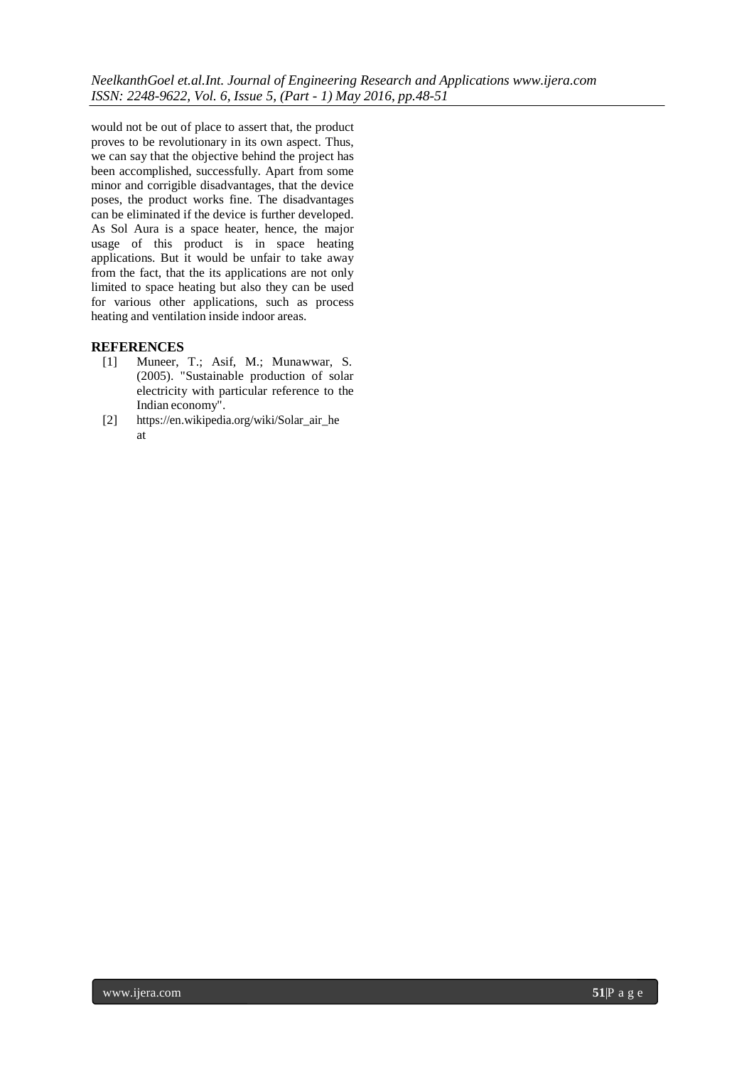would not be out of place to assert that, the product proves to be revolutionary in its own aspect. Thus, we can say that the objective behind the project has been accomplished, successfully. Apart from some minor and corrigible disadvantages, that the device poses, the product works fine. The disadvantages can be eliminated if the device is further developed. As Sol Aura is a space heater, hence, the major usage of this product is in space heating applications. But it would be unfair to take away from the fact, that the its applications are not only limited to space heating but also they can be used for various other applications, such as process heating and ventilation inside indoor areas.

## REFERENCES

[1] Muneer, T.; Asif, M.; Munawwar, S. (2005). "Sustainable production of solar electricity with particular reference to the Indian economy".

[2] https://en.wikipedia.org/wiki/Solar_air_heat